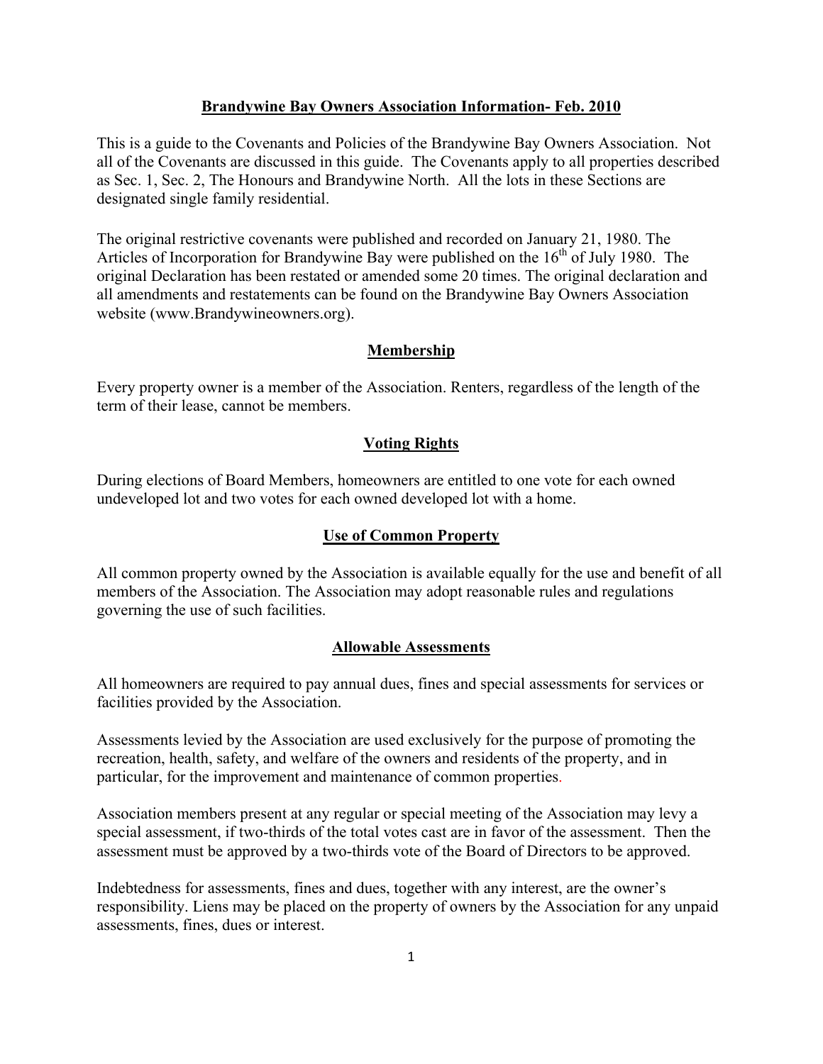# Brandywine Bay Owners Association Information- Feb. 2010

This is a guide to the Covenants and Policies of the Brandywine Bay Owners Association. Not all of the Covenants are discussed in this guide. The Covenants apply to all properties described as Sec. 1, Sec. 2, The Honours and Brandywine North. All the lots in these Sections are designated single family residential.

The original restrictive covenants were published and recorded on January 21, 1980. The Articles of Incorporation for Brandywine Bay were published on the 16th of July 1980. The original Declaration has been restated or amended some 20 times. The original declaration and all amendments and restatements can be found on the Brandywine Bay Owners Association website (www.Brandywineowners.org).

## Membership

Every property owner is a member of the Association. Renters, regardless of the length of the term of their lease, cannot be members.

## Voting Rights

During elections of Board Members, homeowners are entitled to one vote for each owned undeveloped lot and two votes for each owned developed lot with a home.

## Use of Common Property

All common property owned by the Association is available equally for the use and benefit of all members of the Association. The Association may adopt reasonable rules and regulations governing the use of such facilities.

## Allowable Assessments

All homeowners are required to pay annual dues, fines and special assessments for services or facilities provided by the Association.

Assessments levied by the Association are used exclusively for the purpose of promoting the recreation, health, safety, and welfare of the owners and residents of the property, and in particular, for the improvement and maintenance of common properties.

Association members present at any regular or special meeting of the Association may levy a special assessment, if two-thirds of the total votes cast are in favor of the assessment. Then the assessment must be approved by a two-thirds vote of the Board of Directors to be approved.

Indebtedness for assessments, fines and dues, together with any interest, are the owner's responsibility. Liens may be placed on the property of owners by the Association for any unpaid assessments, fines, dues or interest.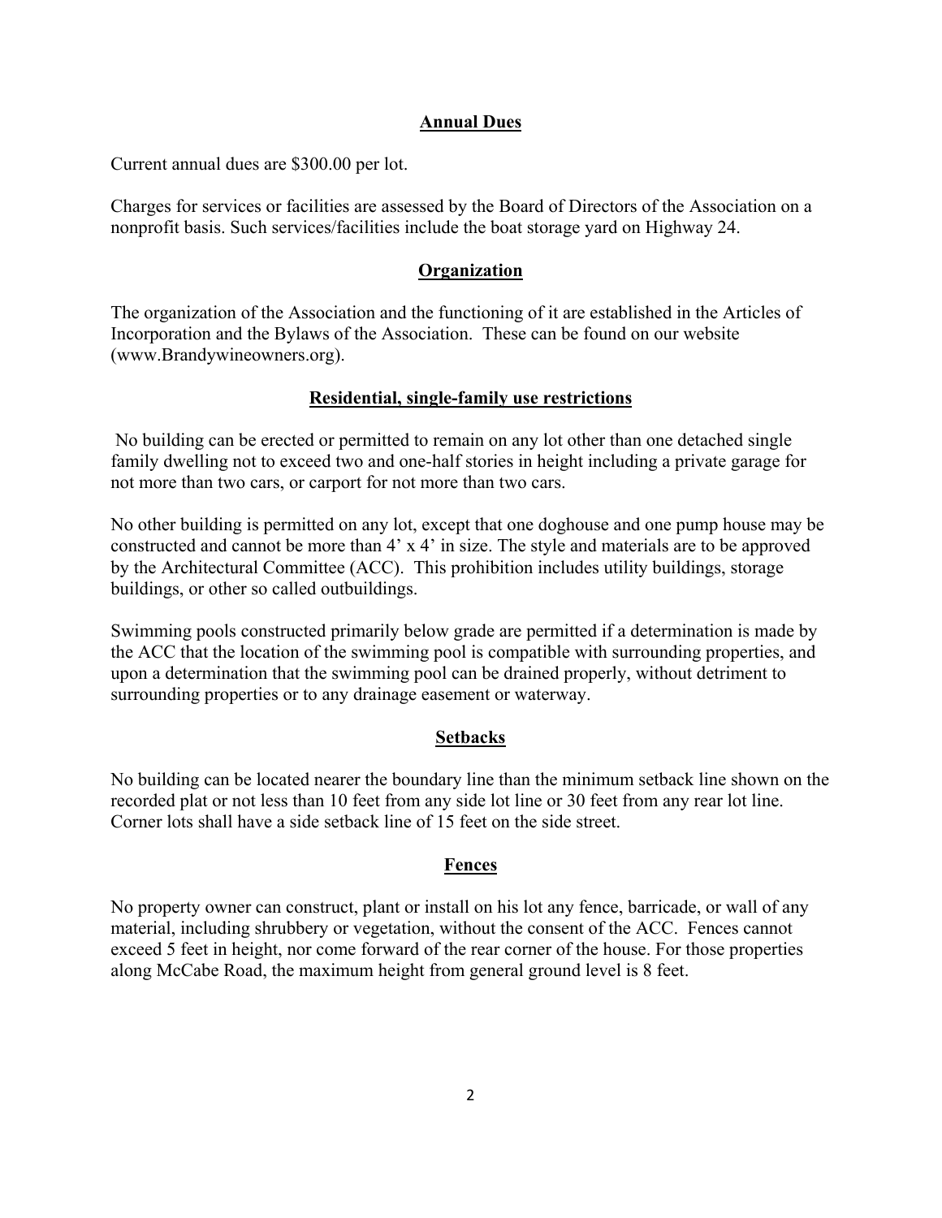## Annual Dues

Current annual dues are $300.00 per lot.

Charges for services or facilities are assessed by the Board of Directors of the Association on a nonprofit basis. Such services/facilities include the boat storage yard on Highway 24.

## Organization

The organization of the Association and the functioning of it are established in the Articles of Incorporation and the Bylaws of the Association. These can be found on our website (www.Brandywineowners.org).

## Residential, single-family use restrictions

No building can be erected or permitted to remain on any lot other than one detached single family dwelling not to exceed two and one-half stories in height including a private garage for not more than two cars, or carport for not more than two cars.

No other building is permitted on any lot, except that one doghouse and one pump house may be constructed and cannot be more than 4' x 4' in size. The style and materials are to be approved by the Architectural Committee (ACC). This prohibition includes utility buildings, storage buildings, or other so called outbuildings.

Swimming pools constructed primarily below grade are permitted if a determination is made by the ACC that the location of the swimming pool is compatible with surrounding properties, and upon a determination that the swimming pool can be drained properly, without detriment to surrounding properties or to any drainage easement or waterway.

## Setbacks

No building can be located nearer the boundary line than the minimum setback line shown on the recorded plat or not less than 10 feet from any side lot line or 30 feet from any rear lot line. Corner lots shall have a side setback line of 15 feet on the side street.

## Fences

No property owner can construct, plant or install on his lot any fence, barricade, or wall of any material, including shrubbery or vegetation, without the consent of the ACC. Fences cannot exceed 5 feet in height, nor come forward of the rear corner of the house. For those properties along McCabe Road, the maximum height from general ground level is 8 feet.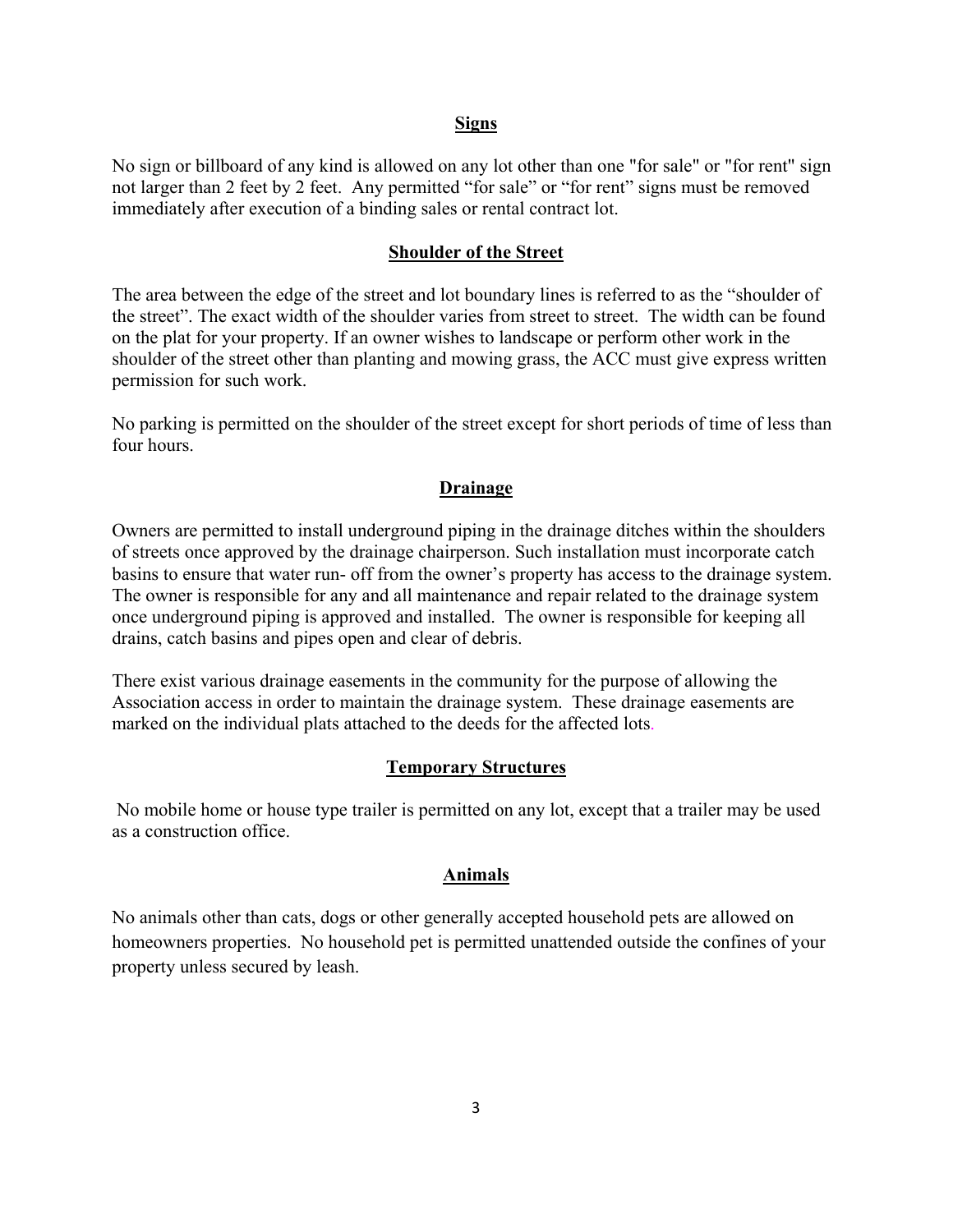## Signs

No sign or billboard of any kind is allowed on any lot other than one "for sale" or "for rent" sign not larger than 2 feet by 2 feet. Any permitted "for sale" or "for rent" signs must be removed immediately after execution of a binding sales or rental contract lot.

## Shoulder of the Street

The area between the edge of the street and lot boundary lines is referred to as the "shoulder of the street". The exact width of the shoulder varies from street to street. The width can be found on the plat for your property. If an owner wishes to landscape or perform other work in the shoulder of the street other than planting and mowing grass, the ACC must give express written permission for such work.

No parking is permitted on the shoulder of the street except for short periods of time of less than four hours.

## Drainage

Owners are permitted to install underground piping in the drainage ditches within the shoulders of streets once approved by the drainage chairperson. Such installation must incorporate catch basins to ensure that water run- off from the owner's property has access to the drainage system. The owner is responsible for any and all maintenance and repair related to the drainage system once underground piping is approved and installed. The owner is responsible for keeping all drains, catch basins and pipes open and clear of debris.

There exist various drainage easements in the community for the purpose of allowing the Association access in order to maintain the drainage system. These drainage easements are marked on the individual plats attached to the deeds for the affected lots.

## Temporary Structures

No mobile home or house type trailer is permitted on any lot, except that a trailer may be used as a construction office.

## Animals

No animals other than cats, dogs or other generally accepted household pets are allowed on homeowners properties. No household pet is permitted unattended outside the confines of your property unless secured by leash.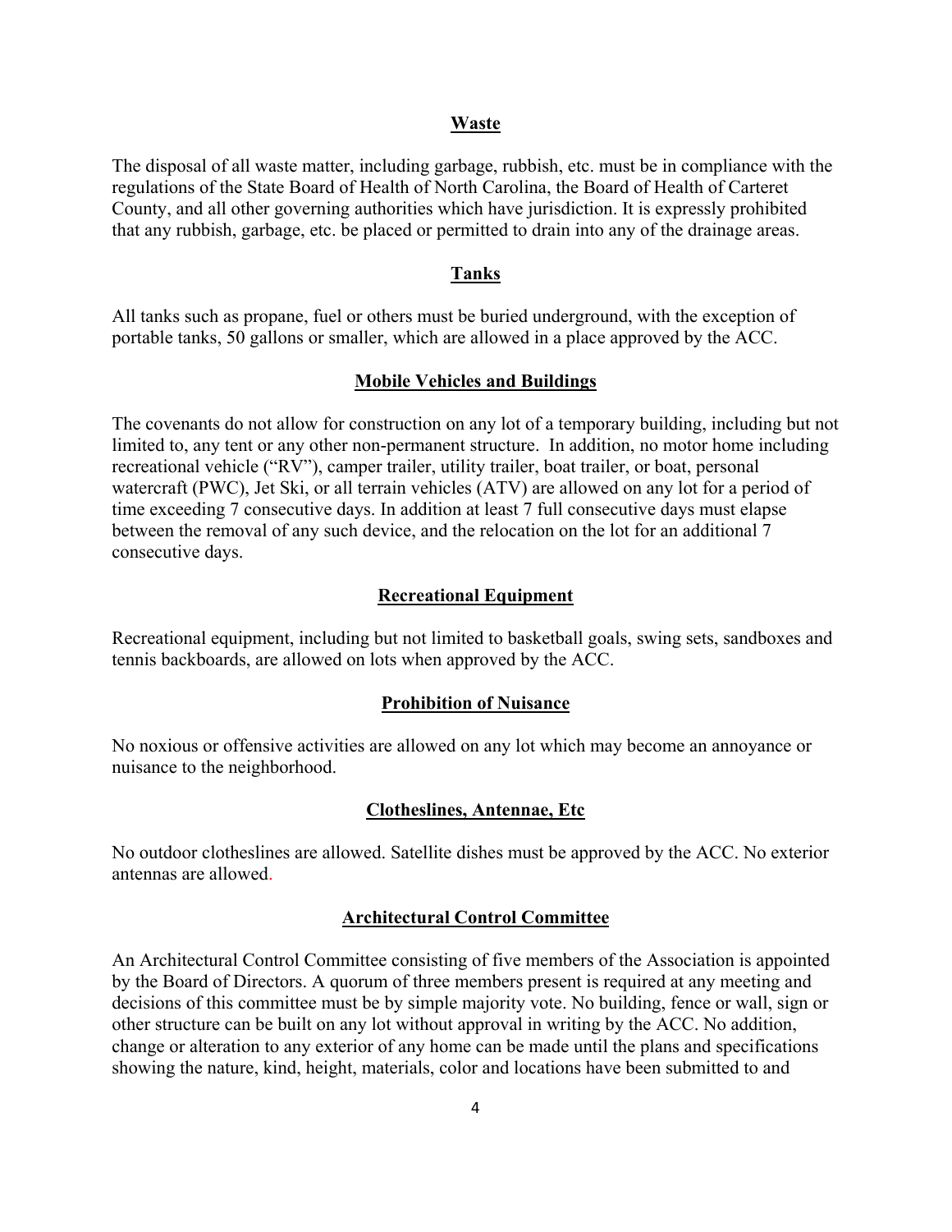## Waste

The disposal of all waste matter, including garbage, rubbish, etc. must be in compliance with the regulations of the State Board of Health of North Carolina, the Board of Health of Carteret County, and all other governing authorities which have jurisdiction. It is expressly prohibited that any rubbish, garbage, etc. be placed or permitted to drain into any of the drainage areas.

## Tanks

All tanks such as propane, fuel or others must be buried underground, with the exception of portable tanks, 50 gallons or smaller, which are allowed in a place approved by the ACC.

## Mobile Vehicles and Buildings

The covenants do not allow for construction on any lot of a temporary building, including but not limited to, any tent or any other non-permanent structure. In addition, no motor home including recreational vehicle ("RV"), camper trailer, utility trailer, boat trailer, or boat, personal watercraft (PWC), Jet Ski, or all terrain vehicles (ATV) are allowed on any lot for a period of time exceeding 7 consecutive days. In addition at least 7 full consecutive days must elapse between the removal of any such device, and the relocation on the lot for an additional 7 consecutive days.

## Recreational Equipment

Recreational equipment, including but not limited to basketball goals, swing sets, sandboxes and tennis backboards, are allowed on lots when approved by the ACC.

## Prohibition of Nuisance

No noxious or offensive activities are allowed on any lot which may become an annoyance or nuisance to the neighborhood.

## Clotheslines, Antennae, Etc

No outdoor clotheslines are allowed. Satellite dishes must be approved by the ACC. No exterior antennas are allowed.

## Architectural Control Committee

An Architectural Control Committee consisting of five members of the Association is appointed by the Board of Directors. A quorum of three members present is required at any meeting and decisions of this committee must be by simple majority vote. No building, fence or wall, sign or other structure can be built on any lot without approval in writing by the ACC. No addition, change or alteration to any exterior of any home can be made until the plans and specifications showing the nature, kind, height, materials, color and locations have been submitted to and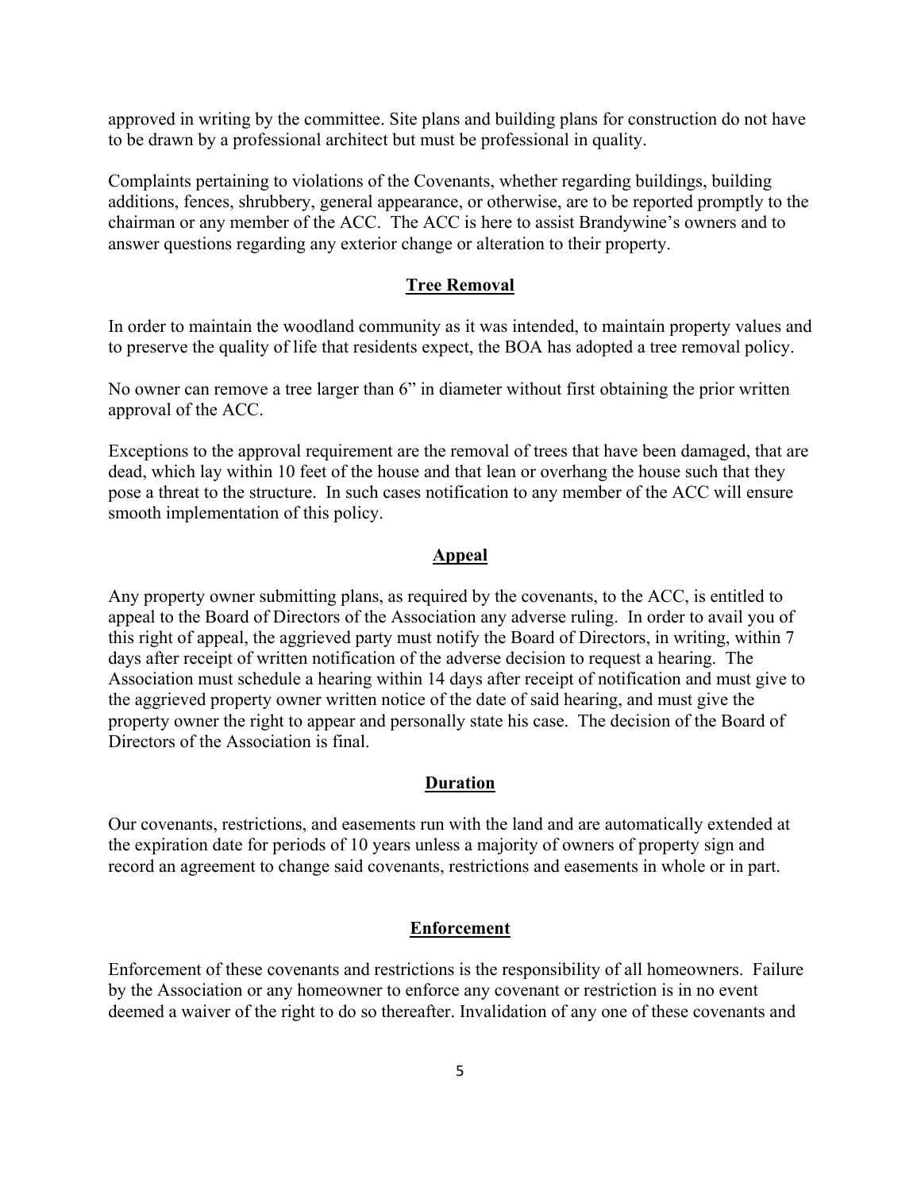approved in writing by the committee. Site plans and building plans for construction do not have to be drawn by a professional architect but must be professional in quality.

Complaints pertaining to violations of the Covenants, whether regarding buildings, building additions, fences, shrubbery, general appearance, or otherwise, are to be reported promptly to the chairman or any member of the ACC. The ACC is here to assist Brandywine's owners and to answer questions regarding any exterior change or alteration to their property.

## Tree Removal

In order to maintain the woodland community as it was intended, to maintain property values and to preserve the quality of life that residents expect, the BOA has adopted a tree removal policy.

No owner can remove a tree larger than 6" in diameter without first obtaining the prior written approval of the ACC.

Exceptions to the approval requirement are the removal of trees that have been damaged, that are dead, which lay within 10 feet of the house and that lean or overhang the house such that they pose a threat to the structure. In such cases notification to any member of the ACC will ensure smooth implementation of this policy.

## Appeal

Any property owner submitting plans, as required by the covenants, to the ACC, is entitled to appeal to the Board of Directors of the Association any adverse ruling. In order to avail you of this right of appeal, the aggrieved party must notify the Board of Directors, in writing, within 7 days after receipt of written notification of the adverse decision to request a hearing. The Association must schedule a hearing within 14 days after receipt of notification and must give to the aggrieved property owner written notice of the date of said hearing, and must give the property owner the right to appear and personally state his case. The decision of the Board of Directors of the Association is final.

## Duration

Our covenants, restrictions, and easements run with the land and are automatically extended at the expiration date for periods of 10 years unless a majority of owners of property sign and record an agreement to change said covenants, restrictions and easements in whole or in part.

## Enforcement

Enforcement of these covenants and restrictions is the responsibility of all homeowners. Failure by the Association or any homeowner to enforce any covenant or restriction is in no event deemed a waiver of the right to do so thereafter. Invalidation of any one of these covenants and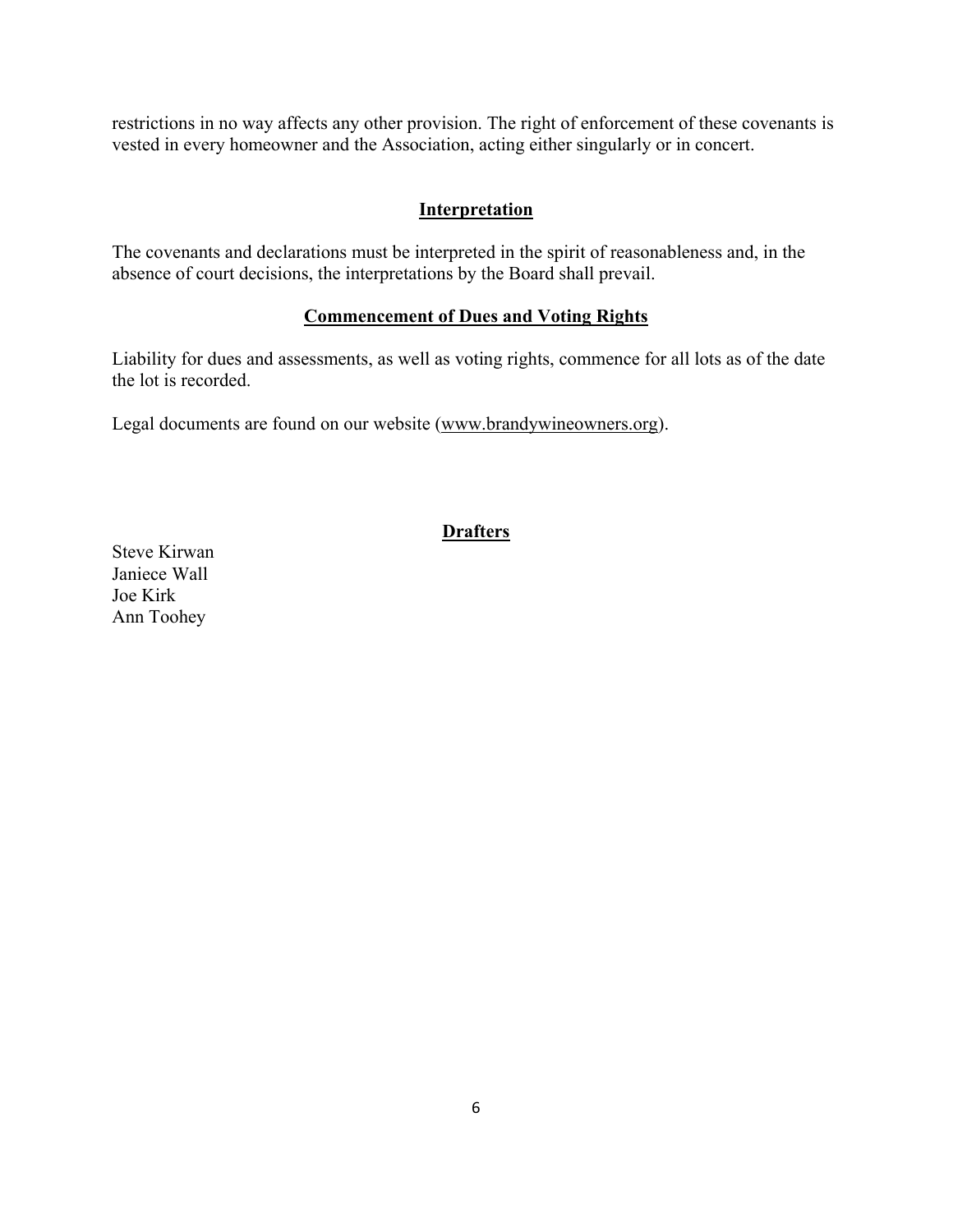restrictions in no way affects any other provision. The right of enforcement of these covenants is vested in every homeowner and the Association, acting either singularly or in concert.

## Interpretation

The covenants and declarations must be interpreted in the spirit of reasonableness and, in the absence of court decisions, the interpretations by the Board shall prevail.

## Commencement of Dues and Voting Rights

Liability for dues and assessments, as well as voting rights, commence for all lots as of the date the lot is recorded.

Legal documents are found on our website (www.brandywineowners.org).

## Drafters

Steve Kirwan
Janiece Wall
Joe Kirk
Ann Toohey